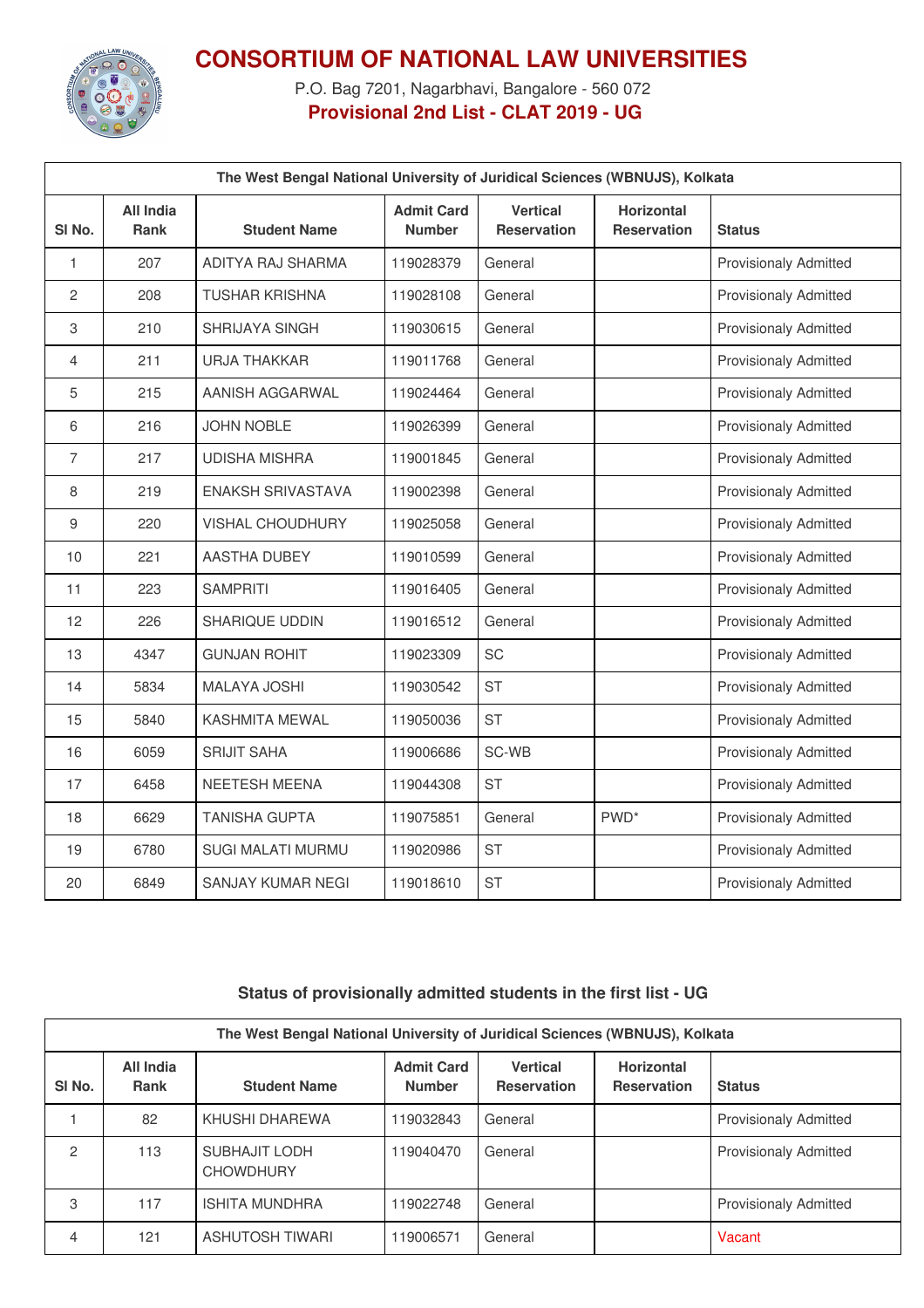# CONSORTIUM OF NATIONAL LAW UNIVERSITIES

P.O. Bag 7201, Nagarbhavi, Bangalore - 560 072

**Provisional 2nd List - CLAT 2019 - UG**

| The West Bengal National University of Juridical Sciences (WBNUJS), Kolkata | | | | | | |
|---|---|---|---|---|---|---|
| **Sl No.** | **All India Rank** | **Student Name** | **Admit Card Number** | **Vertical Reservation** | **Horizontal Reservation** | **Status** |
| 1 | 207 | ADITYA RAJ SHARMA | 119028379 | General | | Provisionaly Admitted |
| 2 | 208 | TUSHAR KRISHNA | 119028108 | General | | Provisionaly Admitted |
| 3 | 210 | SHRIJAYA SINGH | 119030615 | General | | Provisionaly Admitted |
| 4 | 211 | URJA THAKKAR | 119011768 | General | | Provisionaly Admitted |
| 5 | 215 | AANISH AGGARWAL | 119024464 | General | | Provisionaly Admitted |
| 6 | 216 | JOHN NOBLE | 119026399 | General | | Provisionaly Admitted |
| 7 | 217 | UDISHA MISHRA | 119001845 | General | | Provisionaly Admitted |
| 8 | 219 | ENAKSH SRIVASTAVA | 119002398 | General | | Provisionaly Admitted |
| 9 | 220 | VISHAL CHOUDHURY | 119025058 | General | | Provisionaly Admitted |
| 10 | 221 | AASTHA DUBEY | 119010599 | General | | Provisionaly Admitted |
| 11 | 223 | SAMPRITI | 119016405 | General | | Provisionaly Admitted |
| 12 | 226 | SHARIQUE UDDIN | 119016512 | General | | Provisionaly Admitted |
| 13 | 4347 | GUNJAN ROHIT | 119023309 | SC | | Provisionaly Admitted |
| 14 | 5834 | MALAYA JOSHI | 119030542 | ST | | Provisionaly Admitted |
| 15 | 5840 | KASHMITA MEWAL | 119050036 | ST | | Provisionaly Admitted |
| 16 | 6059 | SRIJIT SAHA | 119006686 | SC-WB | | Provisionaly Admitted |
| 17 | 6458 | NEETESH MEENA | 119044308 | ST | | Provisionaly Admitted |
| 18 | 6629 | TANISHA GUPTA | 119075851 | General | PWD* | Provisionaly Admitted |
| 19 | 6780 | SUGI MALATI MURMU | 119020986 | ST | | Provisionaly Admitted |
| 20 | 6849 | SANJAY KUMAR NEGI | 119018610 | ST | | Provisionaly Admitted |

## Status of provisionally admitted students in the first list - UG

| The West Bengal National University of Juridical Sciences (WBNUJS), Kolkata | | | | | | |
|---|---|---|---|---|---|---|
| **Sl No.** | **All India Rank** | **Student Name** | **Admit Card Number** | **Vertical Reservation** | **Horizontal Reservation** | **Status** |
| 1 | 82 | KHUSHI DHAREWA | 119032843 | General | | Provisionaly Admitted |
| 2 | 113 | SUBHAJIT LODH CHOWDHURY | 119040470 | General | | Provisionaly Admitted |
| 3 | 117 | ISHITA MUNDHRA | 119022748 | General | | Provisionaly Admitted |
| 4 | 121 | ASHUTOSH TIWARI | 119006571 | General | | Vacant |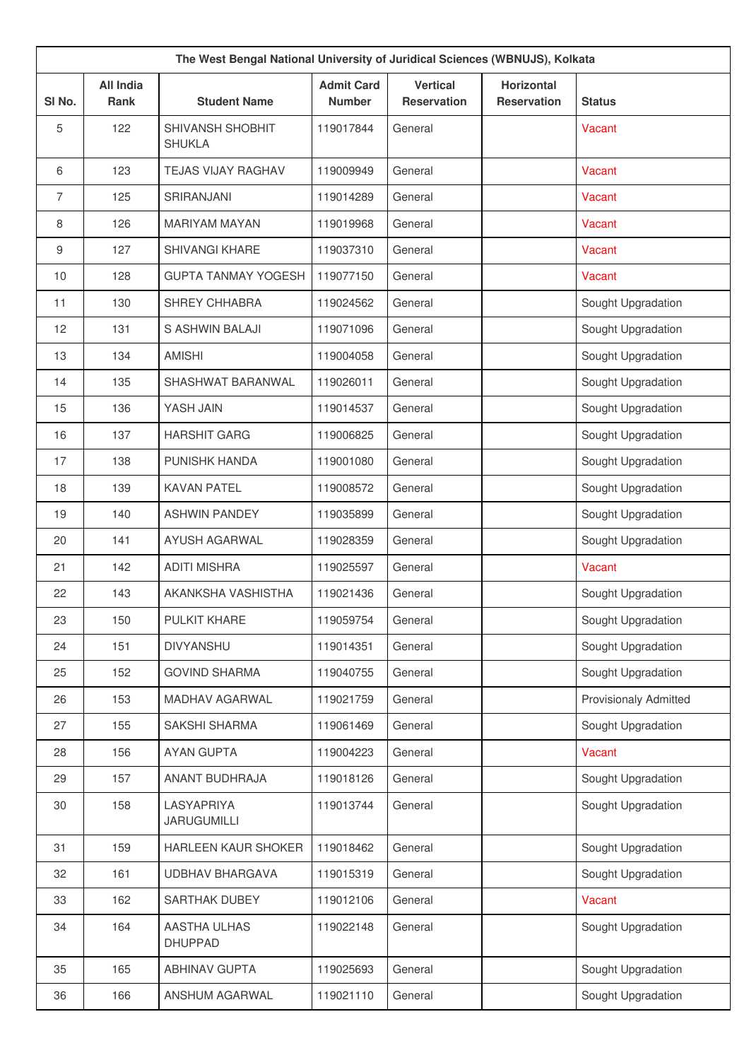| The West Bengal National University of Juridical Sciences (WBNUJS), Kolkata | | | | | | |
|---|---|---|---|---|---|---|
| Sl No. | All India Rank | Student Name | Admit Card Number | Vertical Reservation | Horizontal Reservation | Status |
| 5 | 122 | SHIVANSH SHOBHIT SHUKLA | 119017844 | General | | Vacant |
| 6 | 123 | TEJAS VIJAY RAGHAV | 119009949 | General | | Vacant |
| 7 | 125 | SRIRANJANI | 119014289 | General | | Vacant |
| 8 | 126 | MARIYAM MAYAN | 119019968 | General | | Vacant |
| 9 | 127 | SHIVANGI KHARE | 119037310 | General | | Vacant |
| 10 | 128 | GUPTA TANMAY YOGESH | 119077150 | General | | Vacant |
| 11 | 130 | SHREY CHHABRA | 119024562 | General | | Sought Upgradation |
| 12 | 131 | S ASHWIN BALAJI | 119071096 | General | | Sought Upgradation |
| 13 | 134 | AMISHI | 119004058 | General | | Sought Upgradation |
| 14 | 135 | SHASHWAT BARANWAL | 119026011 | General | | Sought Upgradation |
| 15 | 136 | YASH JAIN | 119014537 | General | | Sought Upgradation |
| 16 | 137 | HARSHIT GARG | 119006825 | General | | Sought Upgradation |
| 17 | 138 | PUNISHK HANDA | 119001080 | General | | Sought Upgradation |
| 18 | 139 | KAVAN PATEL | 119008572 | General | | Sought Upgradation |
| 19 | 140 | ASHWIN PANDEY | 119035899 | General | | Sought Upgradation |
| 20 | 141 | AYUSH AGARWAL | 119028359 | General | | Sought Upgradation |
| 21 | 142 | ADITI MISHRA | 119025597 | General | | Vacant |
| 22 | 143 | AKANKSHA VASHISTHA | 119021436 | General | | Sought Upgradation |
| 23 | 150 | PULKIT KHARE | 119059754 | General | | Sought Upgradation |
| 24 | 151 | DIVYANSHU | 119014351 | General | | Sought Upgradation |
| 25 | 152 | GOVIND SHARMA | 119040755 | General | | Sought Upgradation |
| 26 | 153 | MADHAV AGARWAL | 119021759 | General | | Provisionaly Admitted |
| 27 | 155 | SAKSHI SHARMA | 119061469 | General | | Sought Upgradation |
| 28 | 156 | AYAN GUPTA | 119004223 | General | | Vacant |
| 29 | 157 | ANANT BUDHRAJA | 119018126 | General | | Sought Upgradation |
| 30 | 158 | LASYAPRIYA JARUGUMILLI | 119013744 | General | | Sought Upgradation |
| 31 | 159 | HARLEEN KAUR SHOKER | 119018462 | General | | Sought Upgradation |
| 32 | 161 | UDBHAV BHARGAVA | 119015319 | General | | Sought Upgradation |
| 33 | 162 | SARTHAK DUBEY | 119012106 | General | | Vacant |
| 34 | 164 | AASTHA ULHAS DHUPPAD | 119022148 | General | | Sought Upgradation |
| 35 | 165 | ABHINAV GUPTA | 119025693 | General | | Sought Upgradation |
| 36 | 166 | ANSHUM AGARWAL | 119021110 | General | | Sought Upgradation |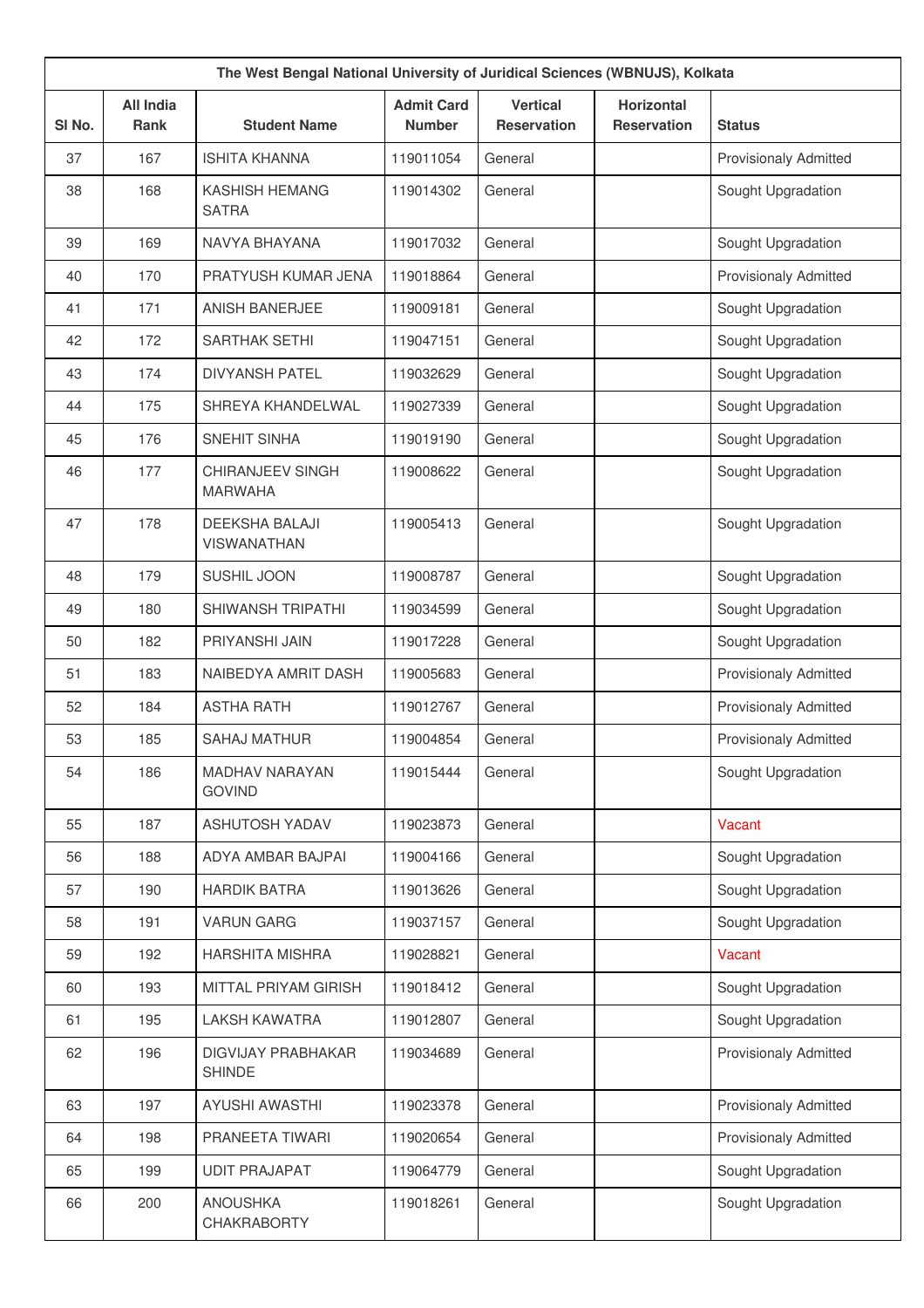| The West Bengal National University of Juridical Sciences (WBNUJS), Kolkata | | | | | | |
|---|---|---|---|---|---|---|
| Sl No. | All India Rank | Student Name | Admit Card Number | Vertical Reservation | Horizontal Reservation | Status |
| 37 | 167 | ISHITA KHANNA | 119011054 | General | | Provisionaly Admitted |
| 38 | 168 | KASHISH HEMANG SATRA | 119014302 | General | | Sought Upgradation |
| 39 | 169 | NAVYA BHAYANA | 119017032 | General | | Sought Upgradation |
| 40 | 170 | PRATYUSH KUMAR JENA | 119018864 | General | | Provisionaly Admitted |
| 41 | 171 | ANISH BANERJEE | 119009181 | General | | Sought Upgradation |
| 42 | 172 | SARTHAK SETHI | 119047151 | General | | Sought Upgradation |
| 43 | 174 | DIVYANSH PATEL | 119032629 | General | | Sought Upgradation |
| 44 | 175 | SHREYA KHANDELWAL | 119027339 | General | | Sought Upgradation |
| 45 | 176 | SNEHIT SINHA | 119019190 | General | | Sought Upgradation |
| 46 | 177 | CHIRANJEEV SINGH MARWAHA | 119008622 | General | | Sought Upgradation |
| 47 | 178 | DEEKSHA BALAJI VISWANATHAN | 119005413 | General | | Sought Upgradation |
| 48 | 179 | SUSHIL JOON | 119008787 | General | | Sought Upgradation |
| 49 | 180 | SHIWANSH TRIPATHI | 119034599 | General | | Sought Upgradation |
| 50 | 182 | PRIYANSHI JAIN | 119017228 | General | | Sought Upgradation |
| 51 | 183 | NAIBEDYA AMRIT DASH | 119005683 | General | | Provisionaly Admitted |
| 52 | 184 | ASTHA RATH | 119012767 | General | | Provisionaly Admitted |
| 53 | 185 | SAHAJ MATHUR | 119004854 | General | | Provisionaly Admitted |
| 54 | 186 | MADHAV NARAYAN GOVIND | 119015444 | General | | Sought Upgradation |
| 55 | 187 | ASHUTOSH YADAV | 119023873 | General | | Vacant |
| 56 | 188 | ADYA AMBAR BAJPAI | 119004166 | General | | Sought Upgradation |
| 57 | 190 | HARDIK BATRA | 119013626 | General | | Sought Upgradation |
| 58 | 191 | VARUN GARG | 119037157 | General | | Sought Upgradation |
| 59 | 192 | HARSHITA MISHRA | 119028821 | General | | Vacant |
| 60 | 193 | MITTAL PRIYAM GIRISH | 119018412 | General | | Sought Upgradation |
| 61 | 195 | LAKSH KAWATRA | 119012807 | General | | Sought Upgradation |
| 62 | 196 | DIGVIJAY PRABHAKAR SHINDE | 119034689 | General | | Provisionaly Admitted |
| 63 | 197 | AYUSHI AWASTHI | 119023378 | General | | Provisionaly Admitted |
| 64 | 198 | PRANEETA TIWARI | 119020654 | General | | Provisionaly Admitted |
| 65 | 199 | UDIT PRAJAPAT | 119064779 | General | | Sought Upgradation |
| 66 | 200 | ANOUSHKA CHAKRABORTY | 119018261 | General | | Sought Upgradation |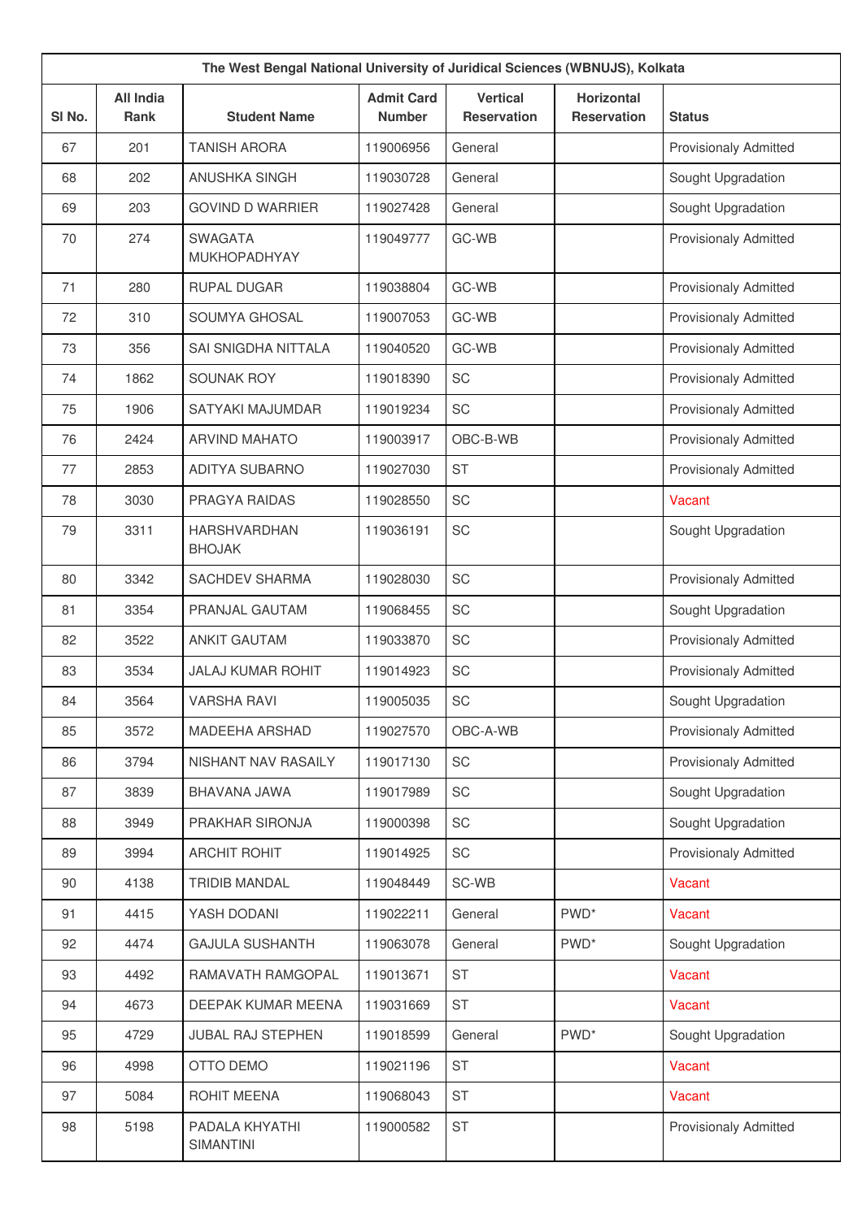| The West Bengal National University of Juridical Sciences (WBNUJS), Kolkata | | | | | | |
|---|---|---|---|---|---|---|
| Sl No. | All India Rank | Student Name | Admit Card Number | Vertical Reservation | Horizontal Reservation | Status |
| 67 | 201 | TANISH ARORA | 119006956 | General | | Provisionaly Admitted |
| 68 | 202 | ANUSHKA SINGH | 119030728 | General | | Sought Upgradation |
| 69 | 203 | GOVIND D WARRIER | 119027428 | General | | Sought Upgradation |
| 70 | 274 | SWAGATA MUKHOPADHYAY | 119049777 | GC-WB | | Provisionaly Admitted |
| 71 | 280 | RUPAL DUGAR | 119038804 | GC-WB | | Provisionaly Admitted |
| 72 | 310 | SOUMYA GHOSAL | 119007053 | GC-WB | | Provisionaly Admitted |
| 73 | 356 | SAI SNIGDHA NITTALA | 119040520 | GC-WB | | Provisionaly Admitted |
| 74 | 1862 | SOUNAK ROY | 119018390 | SC | | Provisionaly Admitted |
| 75 | 1906 | SATYAKI MAJUMDAR | 119019234 | SC | | Provisionaly Admitted |
| 76 | 2424 | ARVIND MAHATO | 119003917 | OBC-B-WB | | Provisionaly Admitted |
| 77 | 2853 | ADITYA SUBARNO | 119027030 | ST | | Provisionaly Admitted |
| 78 | 3030 | PRAGYA RAIDAS | 119028550 | SC | | Vacant |
| 79 | 3311 | HARSHVARDHAN BHOJAK | 119036191 | SC | | Sought Upgradation |
| 80 | 3342 | SACHDEV SHARMA | 119028030 | SC | | Provisionaly Admitted |
| 81 | 3354 | PRANJAL GAUTAM | 119068455 | SC | | Sought Upgradation |
| 82 | 3522 | ANKIT GAUTAM | 119033870 | SC | | Provisionaly Admitted |
| 83 | 3534 | JALAJ KUMAR ROHIT | 119014923 | SC | | Provisionaly Admitted |
| 84 | 3564 | VARSHA RAVI | 119005035 | SC | | Sought Upgradation |
| 85 | 3572 | MADEEHA ARSHAD | 119027570 | OBC-A-WB | | Provisionaly Admitted |
| 86 | 3794 | NISHANT NAV RASAILY | 119017130 | SC | | Provisionaly Admitted |
| 87 | 3839 | BHAVANA JAWA | 119017989 | SC | | Sought Upgradation |
| 88 | 3949 | PRAKHAR SIRONJA | 119000398 | SC | | Sought Upgradation |
| 89 | 3994 | ARCHIT ROHIT | 119014925 | SC | | Provisionaly Admitted |
| 90 | 4138 | TRIDIB MANDAL | 119048449 | SC-WB | | Vacant |
| 91 | 4415 | YASH DODANI | 119022211 | General | PWD* | Vacant |
| 92 | 4474 | GAJULA SUSHANTH | 119063078 | General | PWD* | Sought Upgradation |
| 93 | 4492 | RAMAVATH RAMGOPAL | 119013671 | ST | | Vacant |
| 94 | 4673 | DEEPAK KUMAR MEENA | 119031669 | ST | | Vacant |
| 95 | 4729 | JUBAL RAJ STEPHEN | 119018599 | General | PWD* | Sought Upgradation |
| 96 | 4998 | OTTO DEMO | 119021196 | ST | | Vacant |
| 97 | 5084 | ROHIT MEENA | 119068043 | ST | | Vacant |
| 98 | 5198 | PADALA KHYATHI SIMANTINI | 119000582 | ST | | Provisionaly Admitted |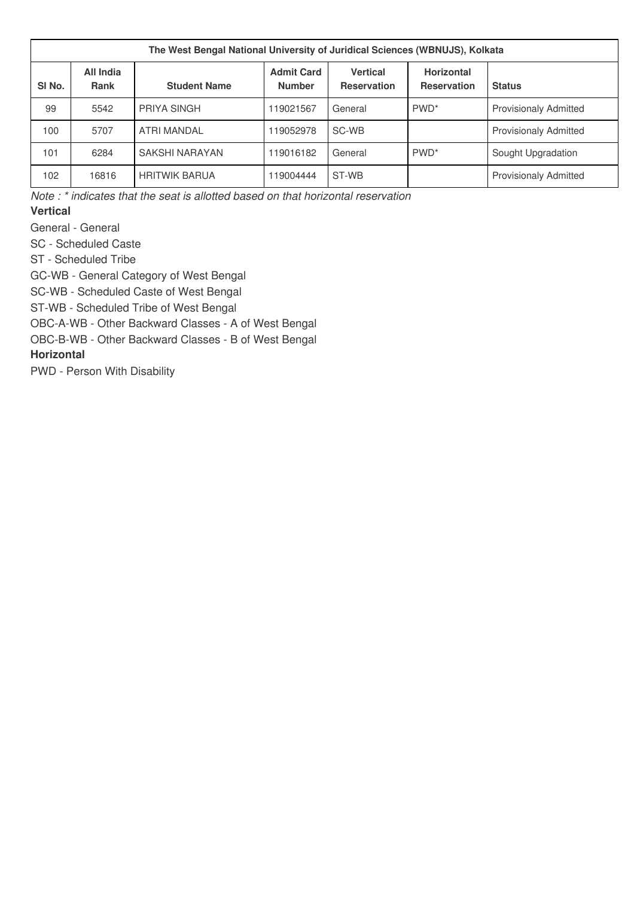| The West Bengal National University of Juridical Sciences (WBNUJS), Kolkata | | | | | | |
|---|---|---|---|---|---|---|
| Sl No. | All India Rank | Student Name | Admit Card Number | Vertical Reservation | Horizontal Reservation | Status |
| 99 | 5542 | PRIYA SINGH | 119021567 | General | PWD* | Provisionaly Admitted |
| 100 | 5707 | ATRI MANDAL | 119052978 | SC-WB | | Provisionaly Admitted |
| 101 | 6284 | SAKSHI NARAYAN | 119016182 | General | PWD* | Sought Upgradation |
| 102 | 16816 | HRITWIK BARUA | 119004444 | ST-WB | | Provisionaly Admitted |

*Note : * indicates that the seat is allotted based on that horizontal reservation*

**Vertical**

General - General

SC - Scheduled Caste

ST - Scheduled Tribe

GC-WB - General Category of West Bengal

SC-WB - Scheduled Caste of West Bengal

ST-WB - Scheduled Tribe of West Bengal

OBC-A-WB - Other Backward Classes - A of West Bengal

OBC-B-WB - Other Backward Classes - B of West Bengal

**Horizontal**

PWD - Person With Disability